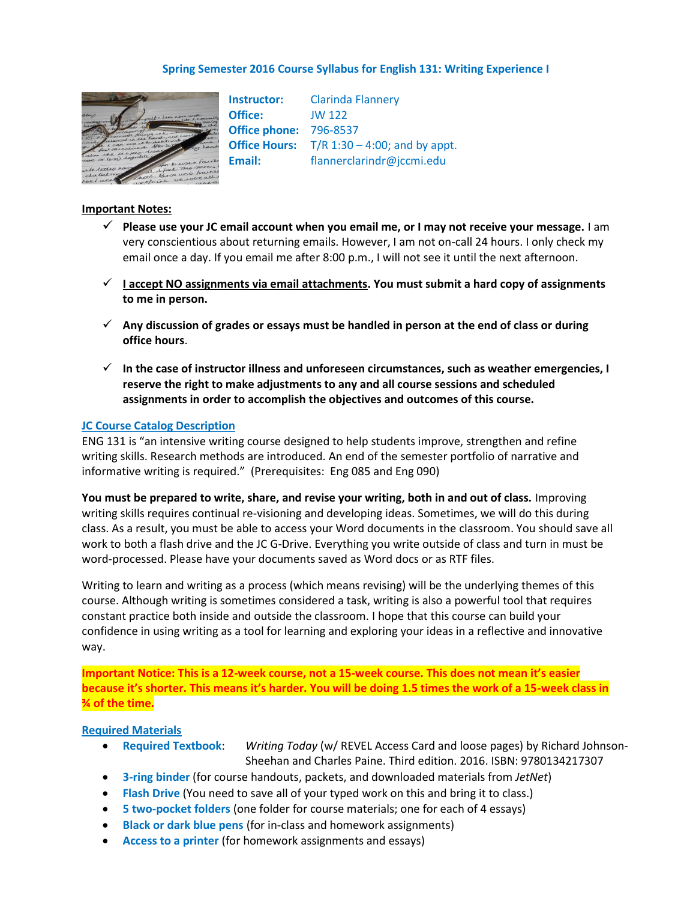# Spring Semester 2016 Course Syllabus for English 131: Writing Experience I

**Instructor:** Clarinda Flannery
**Office:** JW 122
**Office phone:** 796-8537
**Office Hours:** T/R 1:30 – 4:00; and by appt.
**Email:** flannerclarindr@jccmi.edu

**Important Notes:**

- ✓ **Please use your JC email account when you email me, or I may not receive your message.** I am very conscientious about returning emails. However, I am not on-call 24 hours. I only check my email once a day. If you email me after 8:00 p.m., I will not see it until the next afternoon.
- ✓ **I accept NO assignments via email attachments. You must submit a hard copy of assignments to me in person.**
- ✓ **Any discussion of grades or essays must be handled in person at the end of class or during office hours**.
- ✓ **In the case of instructor illness and unforeseen circumstances, such as weather emergencies, I reserve the right to make adjustments to any and all course sessions and scheduled assignments in order to accomplish the objectives and outcomes of this course.**

## JC Course Catalog Description

ENG 131 is "an intensive writing course designed to help students improve, strengthen and refine writing skills. Research methods are introduced. An end of the semester portfolio of narrative and informative writing is required." (Prerequisites: Eng 085 and Eng 090)

**You must be prepared to write, share, and revise your writing, both in and out of class.** Improving writing skills requires continual re-visioning and developing ideas. Sometimes, we will do this during class. As a result, you must be able to access your Word documents in the classroom. You should save all work to both a flash drive and the JC G-Drive. Everything you write outside of class and turn in must be word-processed. Please have your documents saved as Word docs or as RTF files.

Writing to learn and writing as a process (which means revising) will be the underlying themes of this course. Although writing is sometimes considered a task, writing is also a powerful tool that requires constant practice both inside and outside the classroom. I hope that this course can build your confidence in using writing as a tool for learning and exploring your ideas in a reflective and innovative way.

**Important Notice: This is a 12-week course, not a 15-week course. This does not mean it's easier because it's shorter. This means it's harder. You will be doing 1.5 times the work of a 15-week class in ¾ of the time.**

## Required Materials

- **Required Textbook**: *Writing Today* (w/ REVEL Access Card and loose pages) by Richard Johnson-Sheehan and Charles Paine. Third edition. 2016. ISBN: 9780134217307
- **3-ring binder** (for course handouts, packets, and downloaded materials from *JetNet*)
- **Flash Drive** (You need to save all of your typed work on this and bring it to class.)
- **5 two-pocket folders** (one folder for course materials; one for each of 4 essays)
- **Black or dark blue pens** (for in-class and homework assignments)
- **Access to a printer** (for homework assignments and essays)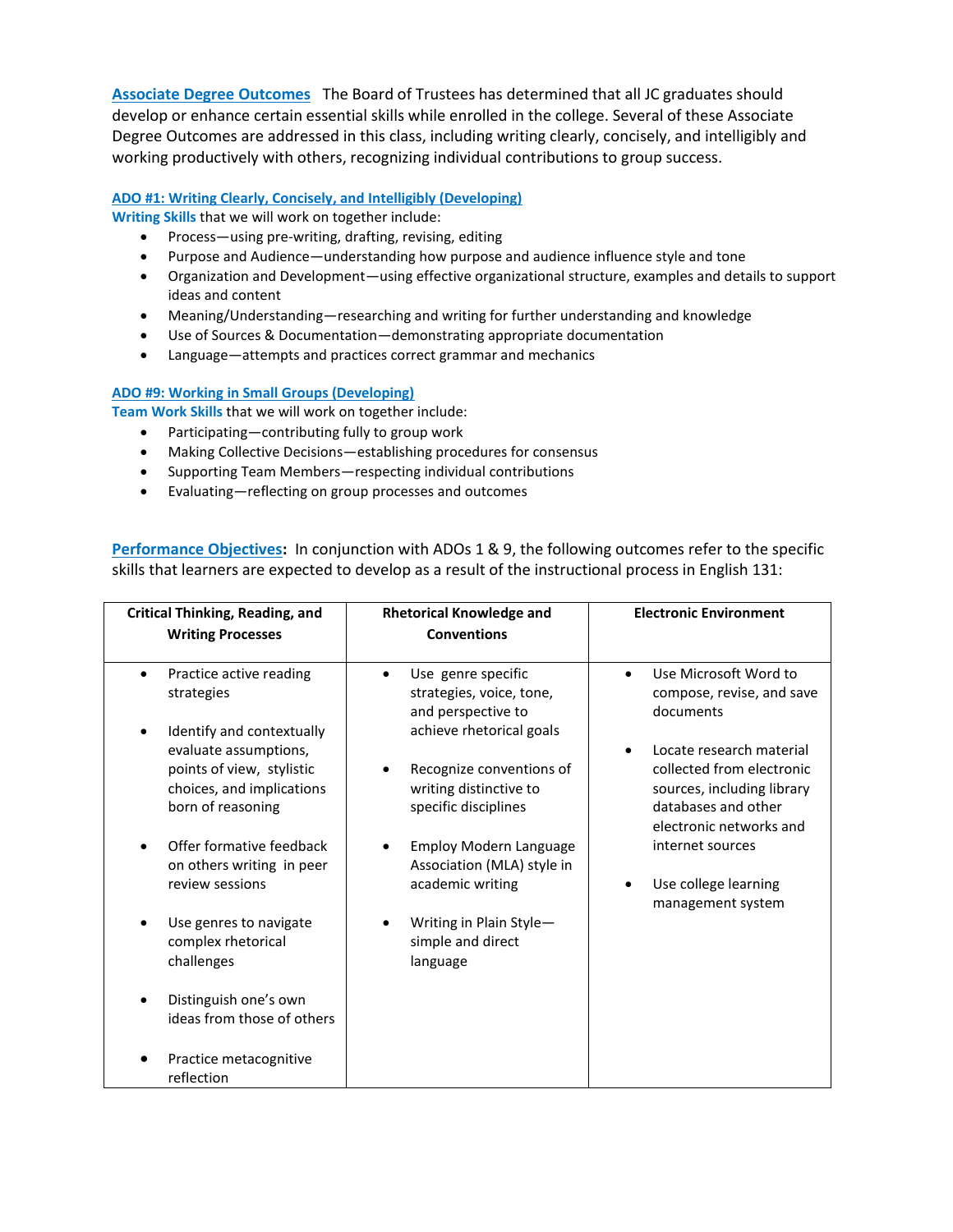**Associate Degree Outcomes** The Board of Trustees has determined that all JC graduates should develop or enhance certain essential skills while enrolled in the college. Several of these Associate Degree Outcomes are addressed in this class, including writing clearly, concisely, and intelligibly and working productively with others, recognizing individual contributions to group success.

**ADO #1: Writing Clearly, Concisely, and Intelligibly (Developing)**

**Writing Skills** that we will work on together include:

- Process—using pre-writing, drafting, revising, editing
- Purpose and Audience—understanding how purpose and audience influence style and tone
- Organization and Development—using effective organizational structure, examples and details to support ideas and content
- Meaning/Understanding—researching and writing for further understanding and knowledge
- Use of Sources & Documentation—demonstrating appropriate documentation
- Language—attempts and practices correct grammar and mechanics

**ADO #9: Working in Small Groups (Developing)**

**Team Work Skills** that we will work on together include:

- Participating—contributing fully to group work
- Making Collective Decisions—establishing procedures for consensus
- Supporting Team Members—respecting individual contributions
- Evaluating—reflecting on group processes and outcomes

**Performance Objectives:** In conjunction with ADOs 1 & 9, the following outcomes refer to the specific skills that learners are expected to develop as a result of the instructional process in English 131:

| Critical Thinking, Reading, and Writing Processes | Rhetorical Knowledge and Conventions | Electronic Environment |
|---|---|---|
| • Practice active reading strategies<br>• Identify and contextually evaluate assumptions, points of view, stylistic choices, and implications born of reasoning<br>• Offer formative feedback on others writing in peer review sessions<br>• Use genres to navigate complex rhetorical challenges<br>• Distinguish one's own ideas from those of others<br>• Practice metacognitive reflection | • Use genre specific strategies, voice, tone, and perspective to achieve rhetorical goals<br>• Recognize conventions of writing distinctive to specific disciplines<br>• Employ Modern Language Association (MLA) style in academic writing<br>• Writing in Plain Style—simple and direct language | • Use Microsoft Word to compose, revise, and save documents<br>• Locate research material collected from electronic sources, including library databases and other electronic networks and internet sources<br>• Use college learning management system |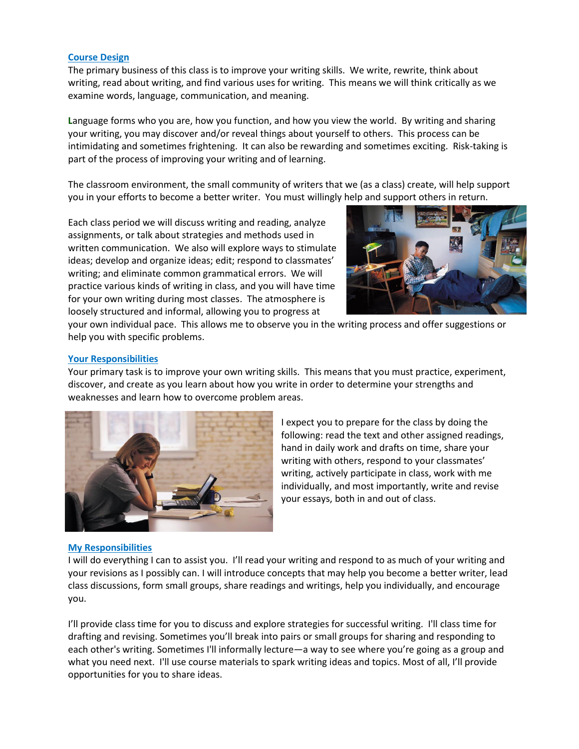## Course Design

The primary business of this class is to improve your writing skills. We write, rewrite, think about writing, read about writing, and find various uses for writing. This means we will think critically as we examine words, language, communication, and meaning.

Language forms who you are, how you function, and how you view the world. By writing and sharing your writing, you may discover and/or reveal things about yourself to others. This process can be intimidating and sometimes frightening. It can also be rewarding and sometimes exciting. Risk-taking is part of the process of improving your writing and of learning.

The classroom environment, the small community of writers that we (as a class) create, will help support you in your efforts to become a better writer. You must willingly help and support others in return.

Each class period we will discuss writing and reading, analyze assignments, or talk about strategies and methods used in written communication. We also will explore ways to stimulate ideas; develop and organize ideas; edit; respond to classmates' writing; and eliminate common grammatical errors. We will practice various kinds of writing in class, and you will have time for your own writing during most classes. The atmosphere is loosely structured and informal, allowing you to progress at your own individual pace. This allows me to observe you in the writing process and offer suggestions or help you with specific problems.

## Your Responsibilities

Your primary task is to improve your own writing skills. This means that you must practice, experiment, discover, and create as you learn about how you write in order to determine your strengths and weaknesses and learn how to overcome problem areas.

I expect you to prepare for the class by doing the following: read the text and other assigned readings, hand in daily work and drafts on time, share your writing with others, respond to your classmates' writing, actively participate in class, work with me individually, and most importantly, write and revise your essays, both in and out of class.

## My Responsibilities

I will do everything I can to assist you. I'll read your writing and respond to as much of your writing and your revisions as I possibly can. I will introduce concepts that may help you become a better writer, lead class discussions, form small groups, share readings and writings, help you individually, and encourage you.

I'll provide class time for you to discuss and explore strategies for successful writing. I'll class time for drafting and revising. Sometimes you'll break into pairs or small groups for sharing and responding to each other's writing. Sometimes I'll informally lecture—a way to see where you're going as a group and what you need next. I'll use course materials to spark writing ideas and topics. Most of all, I'll provide opportunities for you to share ideas.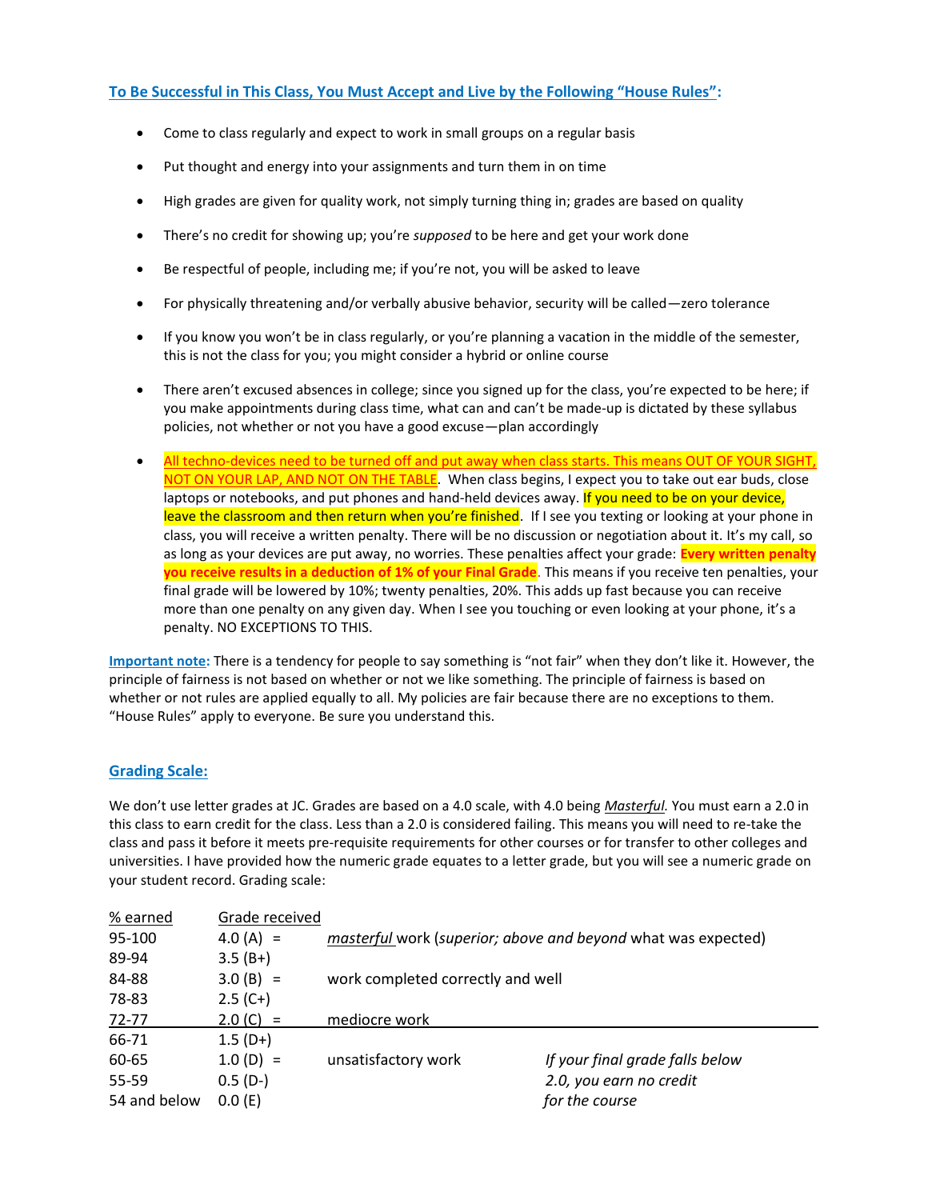## To Be Successful in This Class, You Must Accept and Live by the Following "House Rules":

- Come to class regularly and expect to work in small groups on a regular basis
- Put thought and energy into your assignments and turn them in on time
- High grades are given for quality work, not simply turning thing in; grades are based on quality
- There's no credit for showing up; you're *supposed* to be here and get your work done
- Be respectful of people, including me; if you're not, you will be asked to leave
- For physically threatening and/or verbally abusive behavior, security will be called—zero tolerance
- If you know you won't be in class regularly, or you're planning a vacation in the middle of the semester, this is not the class for you; you might consider a hybrid or online course
- There aren't excused absences in college; since you signed up for the class, you're expected to be here; if you make appointments during class time, what can and can't be made-up is dictated by these syllabus policies, not whether or not you have a good excuse—plan accordingly
- All techno-devices need to be turned off and put away when class starts. This means OUT OF YOUR SIGHT, NOT ON YOUR LAP, AND NOT ON THE TABLE. When class begins, I expect you to take out ear buds, close laptops or notebooks, and put phones and hand-held devices away. If you need to be on your device, leave the classroom and then return when you're finished. If I see you texting or looking at your phone in class, you will receive a written penalty. There will be no discussion or negotiation about it. It's my call, so as long as your devices are put away, no worries. These penalties affect your grade: **Every written penalty you receive results in a deduction of 1% of your Final Grade**. This means if you receive ten penalties, your final grade will be lowered by 10%; twenty penalties, 20%. This adds up fast because you can receive more than one penalty on any given day. When I see you touching or even looking at your phone, it's a penalty. NO EXCEPTIONS TO THIS.

**Important note:** There is a tendency for people to say something is "not fair" when they don't like it. However, the principle of fairness is not based on whether or not we like something. The principle of fairness is based on whether or not rules are applied equally to all. My policies are fair because there are no exceptions to them. "House Rules" apply to everyone. Be sure you understand this.

## Grading Scale:

We don't use letter grades at JC. Grades are based on a 4.0 scale, with 4.0 being *Masterful.* You must earn a 2.0 in this class to earn credit for the class. Less than a 2.0 is considered failing. This means you will need to re-take the class and pass it before it meets pre-requisite requirements for other courses or for transfer to other colleges and universities. I have provided how the numeric grade equates to a letter grade, but you will see a numeric grade on your student record. Grading scale:

| % earned | Grade received | | |
|---|---|---|---|
| 95-100 | 4.0 (A) = | *masterful* work (*superior; above and beyond* what was expected) | |
| 89-94 | 3.5 (B+) | | |
| 84-88 | 3.0 (B) = | work completed correctly and well | |
| 78-83 | 2.5 (C+) | | |
| 72-77 | 2.0 (C) = | mediocre work | |
| 66-71 | 1.5 (D+) | | |
| 60-65 | 1.0 (D) = | unsatisfactory work | *If your final grade falls below* |
| 55-59 | 0.5 (D-) | | *2.0, you earn no credit* |
| 54 and below | 0.0 (E) | | *for the course* |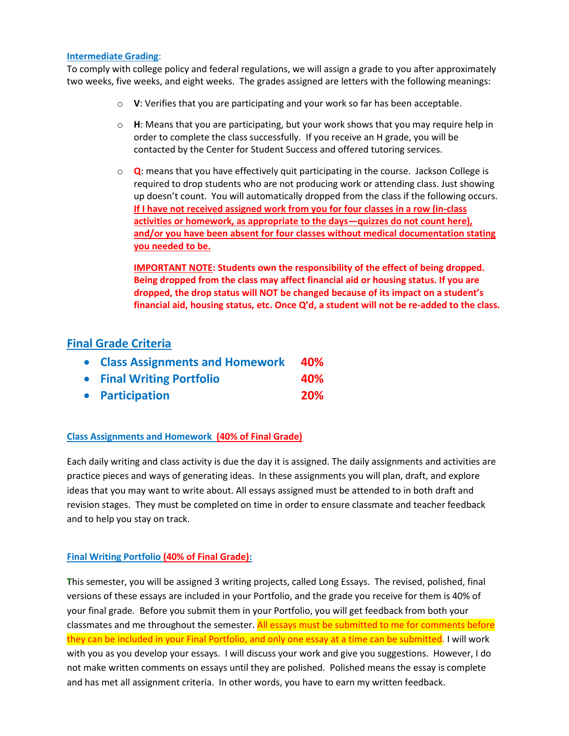**Intermediate Grading**:

To comply with college policy and federal regulations, we will assign a grade to you after approximately two weeks, five weeks, and eight weeks. The grades assigned are letters with the following meanings:

- **V**: Verifies that you are participating and your work so far has been acceptable.
- **H**: Means that you are participating, but your work shows that you may require help in order to complete the class successfully. If you receive an H grade, you will be contacted by the Center for Student Success and offered tutoring services.
- **Q**: means that you have effectively quit participating in the course. Jackson College is required to drop students who are not producing work or attending class. Just showing up doesn't count. You will automatically dropped from the class if the following occurs. **If I have not received assigned work from you for four classes in a row (in-class activities or homework, as appropriate to the days—quizzes do not count here), and/or you have been absent for four classes without medical documentation stating you needed to be.**

  **IMPORTANT NOTE: Students own the responsibility of the effect of being dropped. Being dropped from the class may affect financial aid or housing status. If you are dropped, the drop status will NOT be changed because of its impact on a student's financial aid, housing status, etc. Once Q'd, a student will not be re-added to the class.**

## Final Grade Criteria

- **Class Assignments and Homework 40%**
- **Final Writing Portfolio 40%**
- **Participation 20%**

### Class Assignments and Homework (40% of Final Grade)

Each daily writing and class activity is due the day it is assigned. The daily assignments and activities are practice pieces and ways of generating ideas. In these assignments you will plan, draft, and explore ideas that you may want to write about. All essays assigned must be attended to in both draft and revision stages. They must be completed on time in order to ensure classmate and teacher feedback and to help you stay on track.

### Final Writing Portfolio (40% of Final Grade):

This semester, you will be assigned 3 writing projects, called Long Essays. The revised, polished, final versions of these essays are included in your Portfolio, and the grade you receive for them is 40% of your final grade. Before you submit them in your Portfolio, you will get feedback from both your classmates and me throughout the semester. All essays must be submitted to me for comments before they can be included in your Final Portfolio, and only one essay at a time can be submitted. I will work with you as you develop your essays. I will discuss your work and give you suggestions. However, I do not make written comments on essays until they are polished. Polished means the essay is complete and has met all assignment criteria. In other words, you have to earn my written feedback.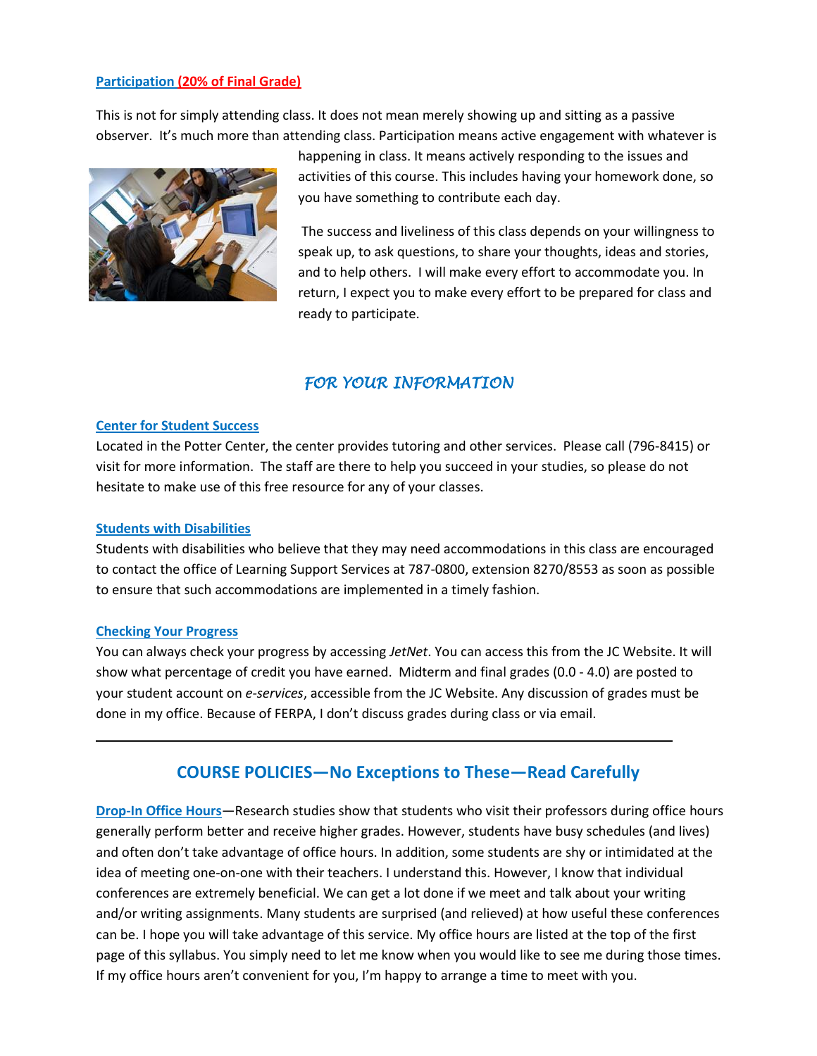**Participation (20% of Final Grade)**

This is not for simply attending class. It does not mean merely showing up and sitting as a passive observer. It's much more than attending class. Participation means active engagement with whatever is happening in class. It means actively responding to the issues and activities of this course. This includes having your homework done, so you have something to contribute each day.

The success and liveliness of this class depends on your willingness to speak up, to ask questions, to share your thoughts, ideas and stories, and to help others. I will make every effort to accommodate you. In return, I expect you to make every effort to be prepared for class and ready to participate.

## *FOR YOUR INFORMATION*

**Center for Student Success**

Located in the Potter Center, the center provides tutoring and other services. Please call (796-8415) or visit for more information. The staff are there to help you succeed in your studies, so please do not hesitate to make use of this free resource for any of your classes.

**Students with Disabilities**

Students with disabilities who believe that they may need accommodations in this class are encouraged to contact the office of Learning Support Services at 787-0800, extension 8270/8553 as soon as possible to ensure that such accommodations are implemented in a timely fashion.

**Checking Your Progress**

You can always check your progress by accessing *JetNet*. You can access this from the JC Website. It will show what percentage of credit you have earned. Midterm and final grades (0.0 - 4.0) are posted to your student account on *e-services*, accessible from the JC Website. Any discussion of grades must be done in my office. Because of FERPA, I don't discuss grades during class or via email.

---

## COURSE POLICIES—No Exceptions to These—Read Carefully

**Drop-In Office Hours**—Research studies show that students who visit their professors during office hours generally perform better and receive higher grades. However, students have busy schedules (and lives) and often don't take advantage of office hours. In addition, some students are shy or intimidated at the idea of meeting one-on-one with their teachers. I understand this. However, I know that individual conferences are extremely beneficial. We can get a lot done if we meet and talk about your writing and/or writing assignments. Many students are surprised (and relieved) at how useful these conferences can be. I hope you will take advantage of this service. My office hours are listed at the top of the first page of this syllabus. You simply need to let me know when you would like to see me during those times. If my office hours aren't convenient for you, I'm happy to arrange a time to meet with you.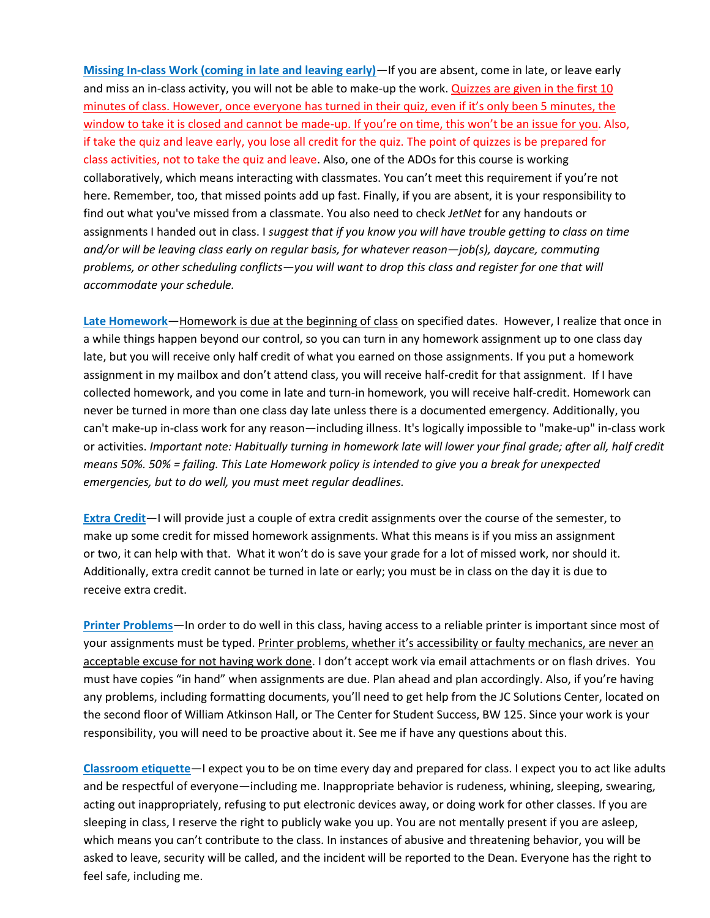**Missing In-class Work (coming in late and leaving early)**—If you are absent, come in late, or leave early and miss an in-class activity, you will not be able to make-up the work. Quizzes are given in the first 10 minutes of class. However, once everyone has turned in their quiz, even if it's only been 5 minutes, the window to take it is closed and cannot be made-up. If you're on time, this won't be an issue for you. Also, if take the quiz and leave early, you lose all credit for the quiz. The point of quizzes is be prepared for class activities, not to take the quiz and leave. Also, one of the ADOs for this course is working collaboratively, which means interacting with classmates. You can't meet this requirement if you're not here. Remember, too, that missed points add up fast. Finally, if you are absent, it is your responsibility to find out what you've missed from a classmate. You also need to check *JetNet* for any handouts or assignments I handed out in class. I *suggest that if you know you will have trouble getting to class on time and/or will be leaving class early on regular basis, for whatever reason—job(s), daycare, commuting problems, or other scheduling conflicts—you will want to drop this class and register for one that will accommodate your schedule.*

**Late Homework**—Homework is due at the beginning of class on specified dates. However, I realize that once in a while things happen beyond our control, so you can turn in any homework assignment up to one class day late, but you will receive only half credit of what you earned on those assignments. If you put a homework assignment in my mailbox and don't attend class, you will receive half-credit for that assignment. If I have collected homework, and you come in late and turn-in homework, you will receive half-credit. Homework can never be turned in more than one class day late unless there is a documented emergency. Additionally, you can't make-up in-class work for any reason—including illness. It's logically impossible to "make-up" in-class work or activities. *Important note: Habitually turning in homework late will lower your final grade; after all, half credit means 50%. 50% = failing. This Late Homework policy is intended to give you a break for unexpected emergencies, but to do well, you must meet regular deadlines.*

**Extra Credit**—I will provide just a couple of extra credit assignments over the course of the semester, to make up some credit for missed homework assignments. What this means is if you miss an assignment or two, it can help with that. What it won't do is save your grade for a lot of missed work, nor should it. Additionally, extra credit cannot be turned in late or early; you must be in class on the day it is due to receive extra credit.

**Printer Problems**—In order to do well in this class, having access to a reliable printer is important since most of your assignments must be typed. Printer problems, whether it's accessibility or faulty mechanics, are never an acceptable excuse for not having work done. I don't accept work via email attachments or on flash drives. You must have copies "in hand" when assignments are due. Plan ahead and plan accordingly. Also, if you're having any problems, including formatting documents, you'll need to get help from the JC Solutions Center, located on the second floor of William Atkinson Hall, or The Center for Student Success, BW 125. Since your work is your responsibility, you will need to be proactive about it. See me if have any questions about this.

**Classroom etiquette**—I expect you to be on time every day and prepared for class. I expect you to act like adults and be respectful of everyone—including me. Inappropriate behavior is rudeness, whining, sleeping, swearing, acting out inappropriately, refusing to put electronic devices away, or doing work for other classes. If you are sleeping in class, I reserve the right to publicly wake you up. You are not mentally present if you are asleep, which means you can't contribute to the class. In instances of abusive and threatening behavior, you will be asked to leave, security will be called, and the incident will be reported to the Dean. Everyone has the right to feel safe, including me.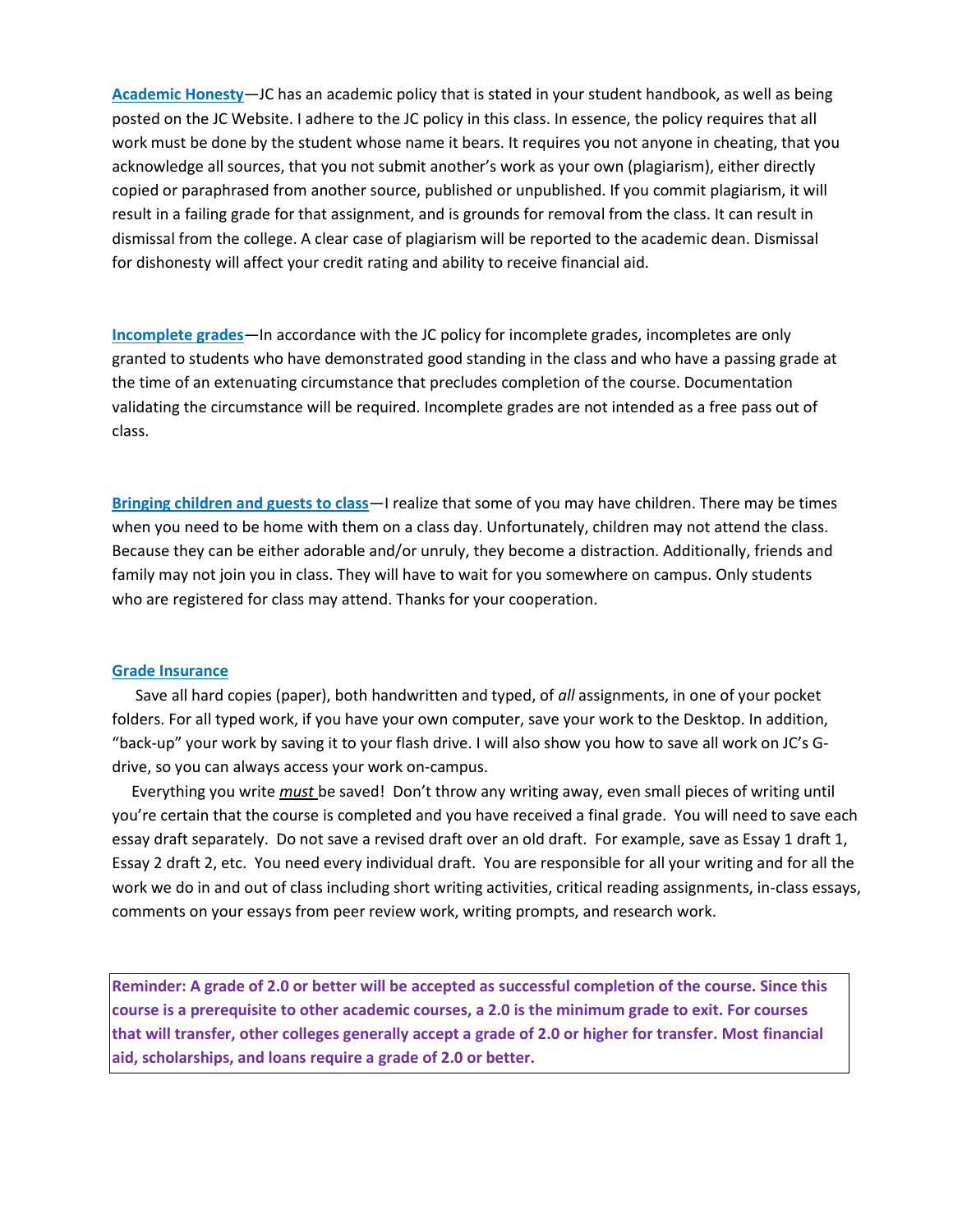**Academic Honesty**—JC has an academic policy that is stated in your student handbook, as well as being posted on the JC Website. I adhere to the JC policy in this class. In essence, the policy requires that all work must be done by the student whose name it bears. It requires you not anyone in cheating, that you acknowledge all sources, that you not submit another's work as your own (plagiarism), either directly copied or paraphrased from another source, published or unpublished. If you commit plagiarism, it will result in a failing grade for that assignment, and is grounds for removal from the class. It can result in dismissal from the college. A clear case of plagiarism will be reported to the academic dean. Dismissal for dishonesty will affect your credit rating and ability to receive financial aid.

**Incomplete grades**—In accordance with the JC policy for incomplete grades, incompletes are only granted to students who have demonstrated good standing in the class and who have a passing grade at the time of an extenuating circumstance that precludes completion of the course. Documentation validating the circumstance will be required. Incomplete grades are not intended as a free pass out of class.

**Bringing children and guests to class**—I realize that some of you may have children. There may be times when you need to be home with them on a class day. Unfortunately, children may not attend the class. Because they can be either adorable and/or unruly, they become a distraction. Additionally, friends and family may not join you in class. They will have to wait for you somewhere on campus. Only students who are registered for class may attend. Thanks for your cooperation.

**Grade Insurance**

Save all hard copies (paper), both handwritten and typed, of *all* assignments, in one of your pocket folders. For all typed work, if you have your own computer, save your work to the Desktop. In addition, "back-up" your work by saving it to your flash drive. I will also show you how to save all work on JC's G-drive, so you can always access your work on-campus.

Everything you write ***must*** be saved! Don't throw any writing away, even small pieces of writing until you're certain that the course is completed and you have received a final grade. You will need to save each essay draft separately. Do not save a revised draft over an old draft. For example, save as Essay 1 draft 1, Essay 2 draft 2, etc. You need every individual draft. You are responsible for all your writing and for all the work we do in and out of class including short writing activities, critical reading assignments, in-class essays, comments on your essays from peer review work, writing prompts, and research work.

**Reminder: A grade of 2.0 or better will be accepted as successful completion of the course. Since this course is a prerequisite to other academic courses, a 2.0 is the minimum grade to exit. For courses that will transfer, other colleges generally accept a grade of 2.0 or higher for transfer. Most financial aid, scholarships, and loans require a grade of 2.0 or better.**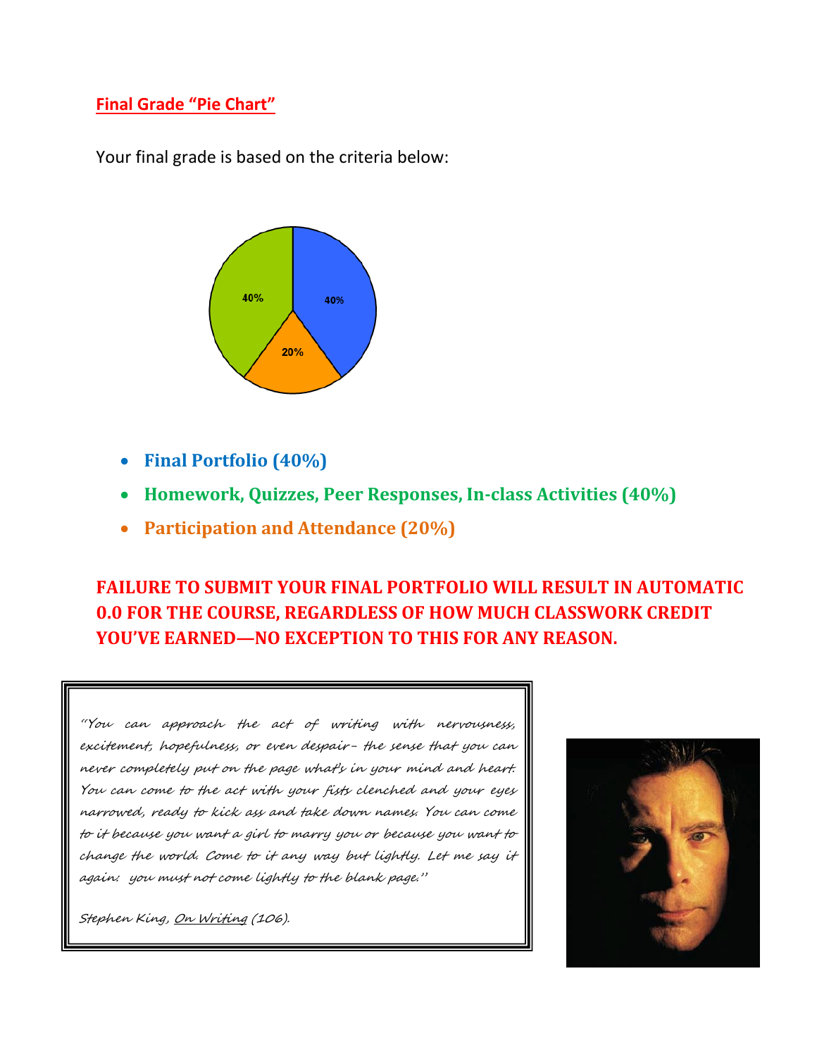## Final Grade "Pie Chart"

Your final grade is based on the criteria below:

40%
40%
20%

- **Final Portfolio (40%)**
- **Homework, Quizzes, Peer Responses, In-class Activities (40%)**
- **Participation and Attendance (20%)**

**FAILURE TO SUBMIT YOUR FINAL PORTFOLIO WILL RESULT IN AUTOMATIC 0.0 FOR THE COURSE, REGARDLESS OF HOW MUCH CLASSWORK CREDIT YOU'VE EARNED—NO EXCEPTION TO THIS FOR ANY REASON.**

*"You can approach the act of writing with nervousness, excitement, hopefulness, or even despair– the sense that you can never completely put on the page what's in your mind and heart. You can come to the act with your fists clenched and your eyes narrowed, ready to kick ass and take down names. You can come to it because you want a girl to marry you or because you want to change the world. Come to it any way but lightly. Let me say it again: you must not come lightly to the blank page."*

*Stephen King, On Writing (106).*